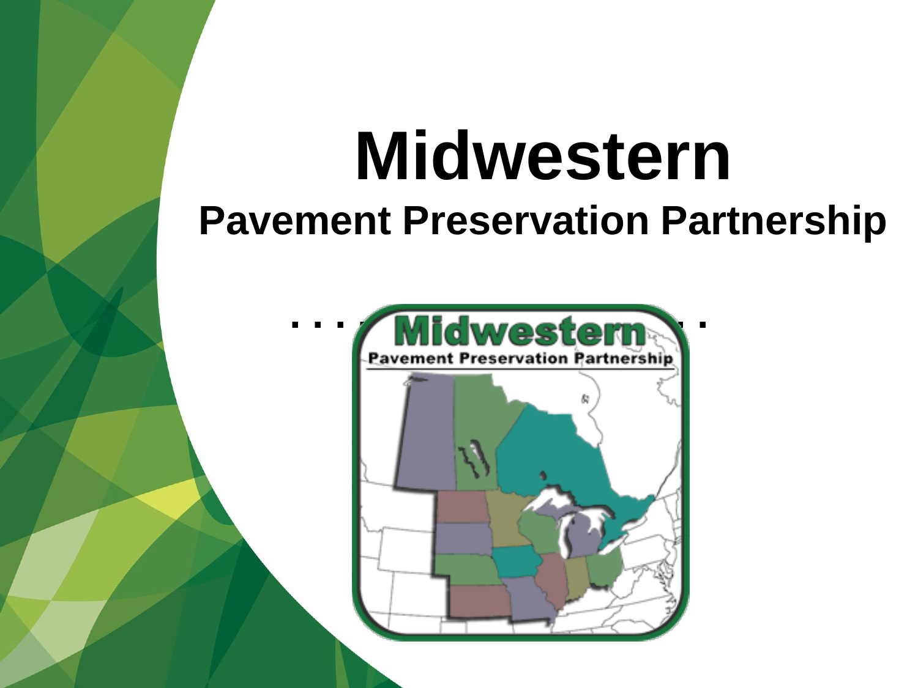# Midwestern

## Pavement Preservation Partnership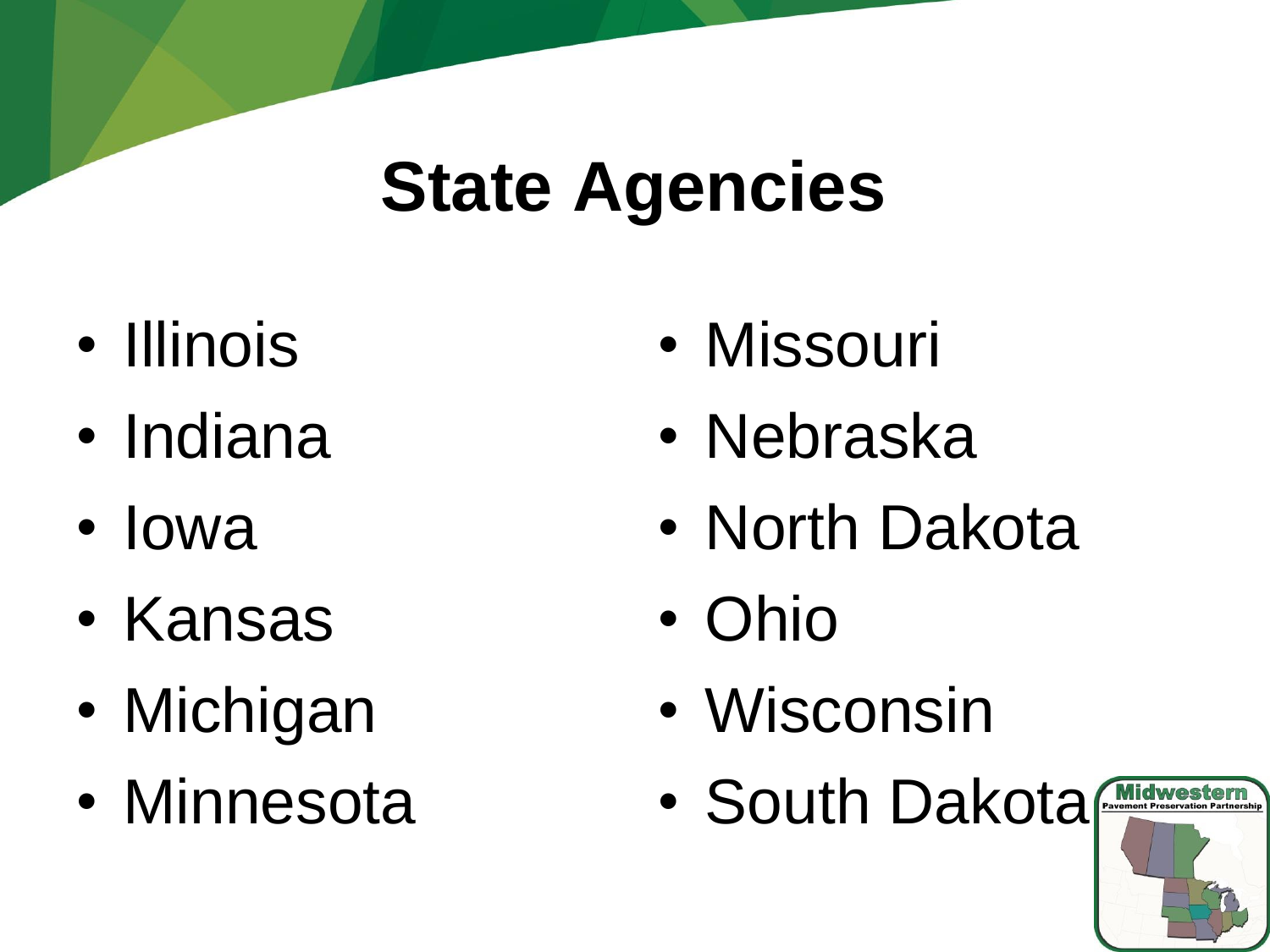# State Agencies

- Illinois
- Indiana
- Iowa
- Kansas
- Michigan
- Minnesota
- Missouri
- Nebraska
- North Dakota
- Ohio
- Wisconsin
- South Dakota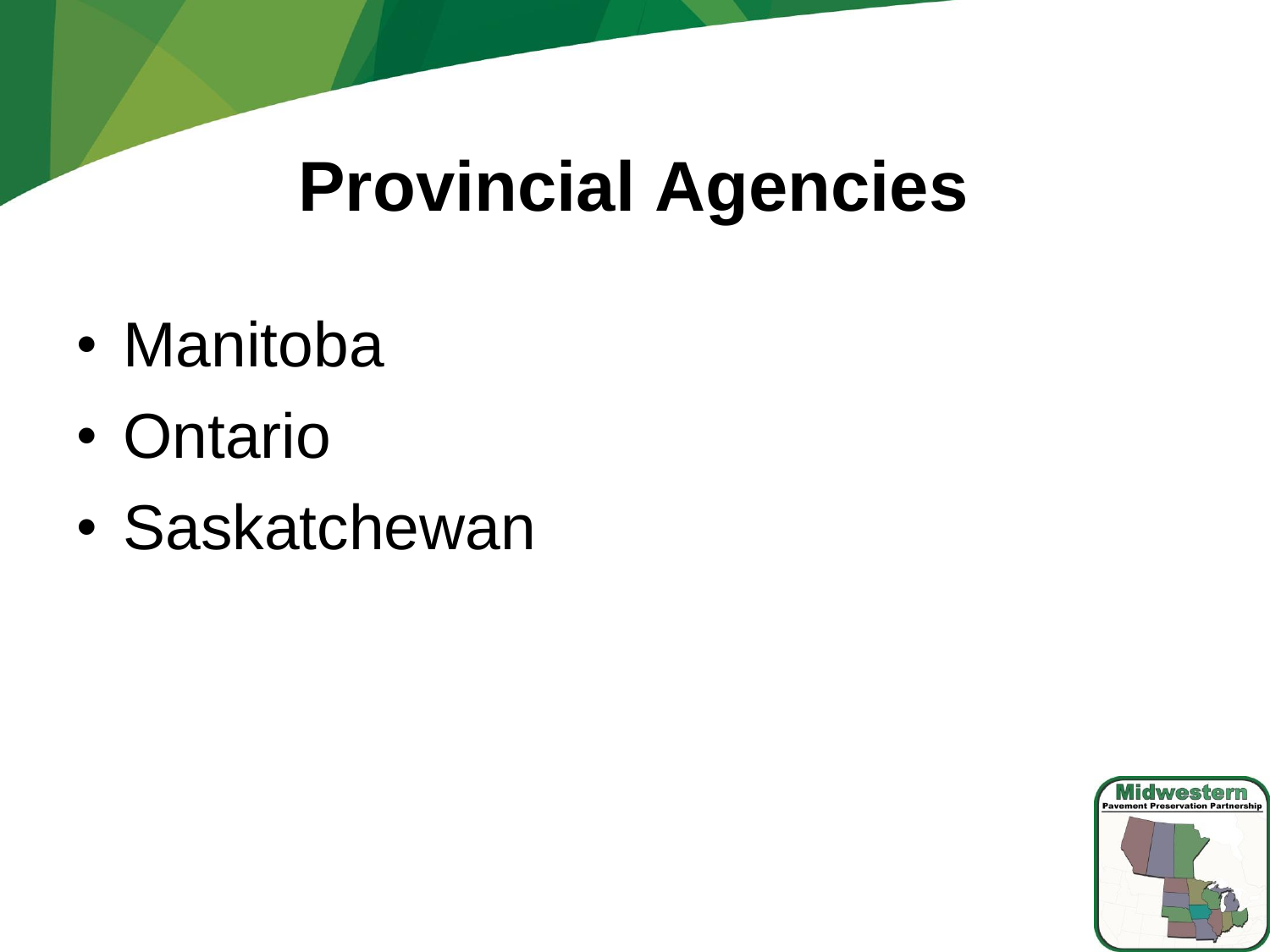# Provincial Agencies

- Manitoba
- Ontario
- Saskatchewan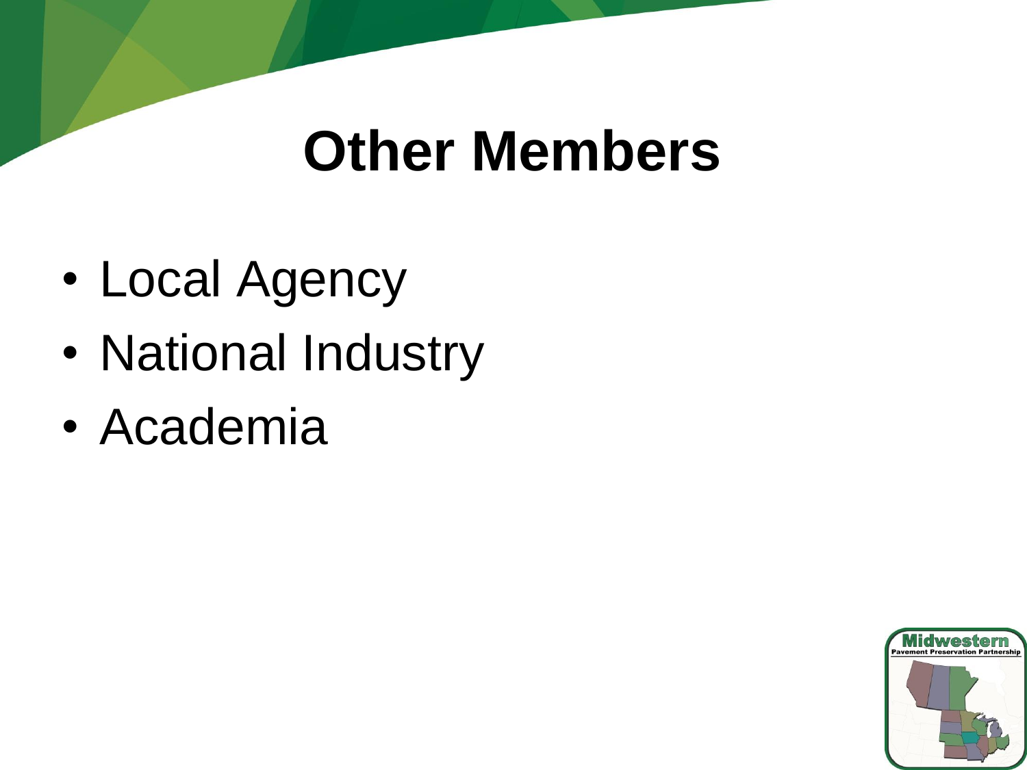# Other Members

- Local Agency
- National Industry
- Academia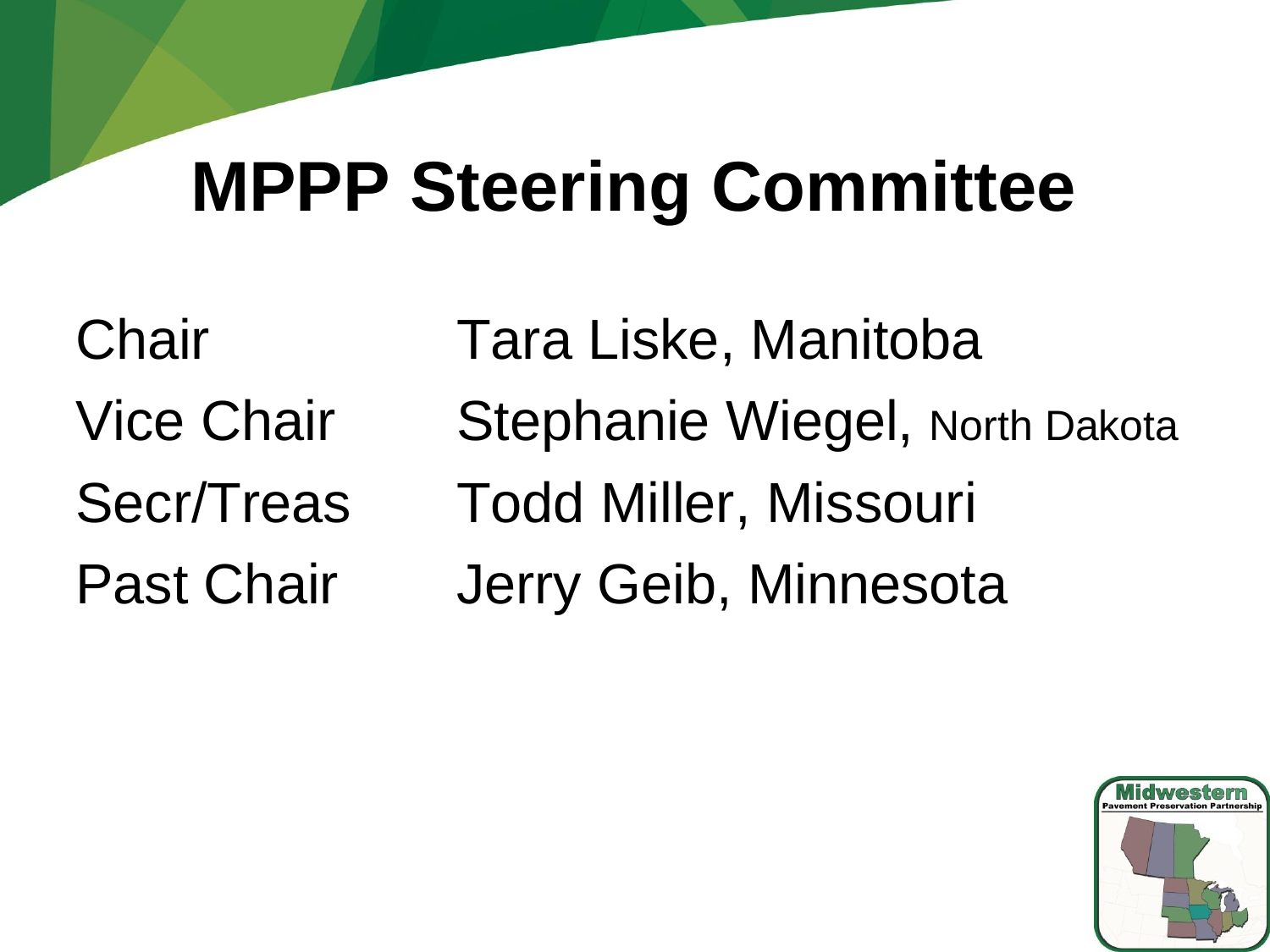# MPPP Steering Committee

| | |
|---|---|
| Chair | Tara Liske, Manitoba |
| Vice Chair | Stephanie Wiegel, North Dakota |
| Secr/Treas | Todd Miller, Missouri |
| Past Chair | Jerry Geib, Minnesota |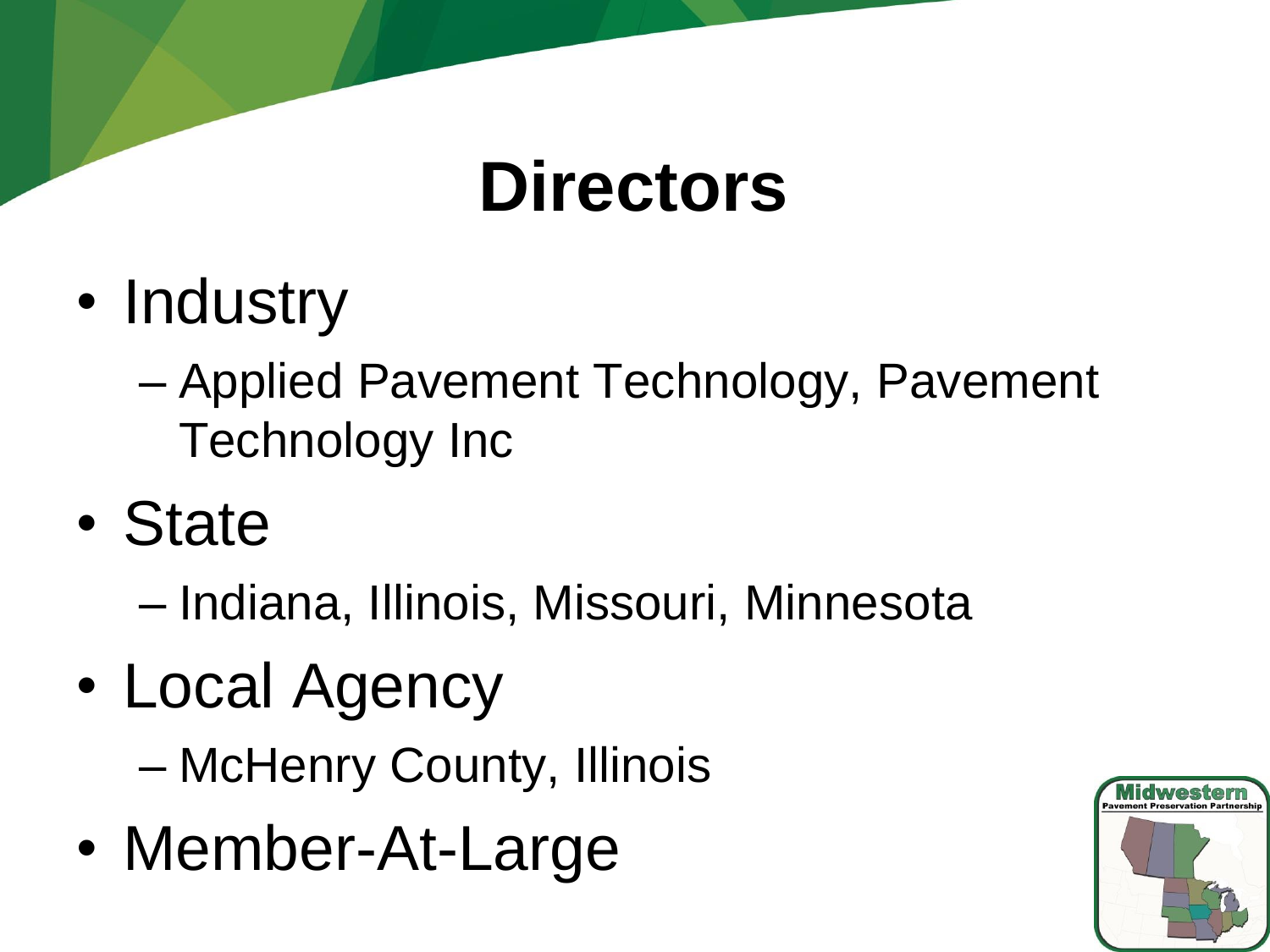# Directors

- Industry
  - Applied Pavement Technology, Pavement Technology Inc
- State
  - Indiana, Illinois, Missouri, Minnesota
- Local Agency
  - McHenry County, Illinois
- Member-At-Large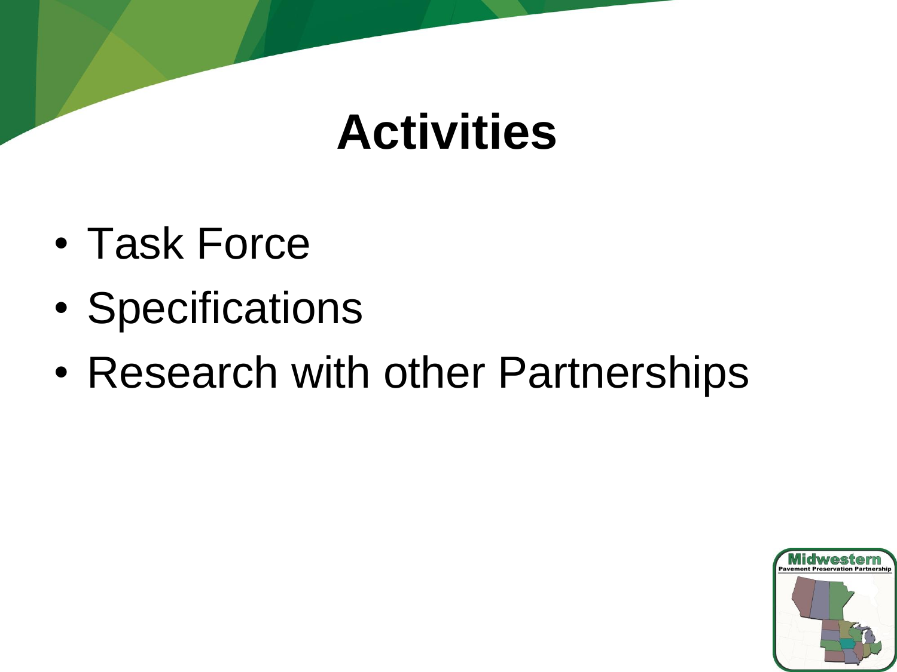# Activities

- Task Force
- Specifications
- Research with other Partnerships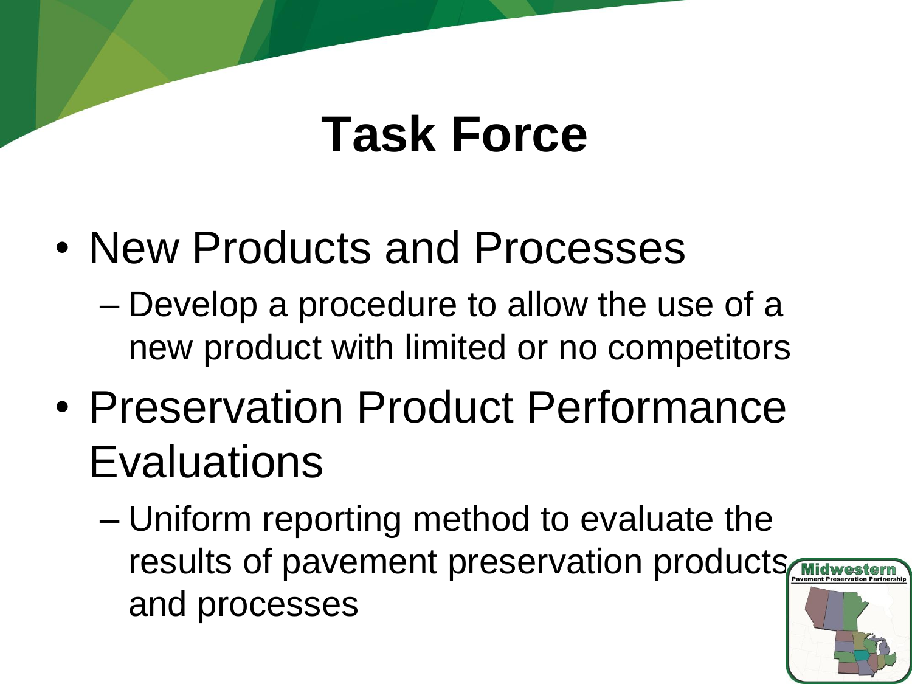# Task Force

- New Products and Processes
  - Develop a procedure to allow the use of a new product with limited or no competitors
- Preservation Product Performance Evaluations
  - Uniform reporting method to evaluate the results of pavement preservation products and processes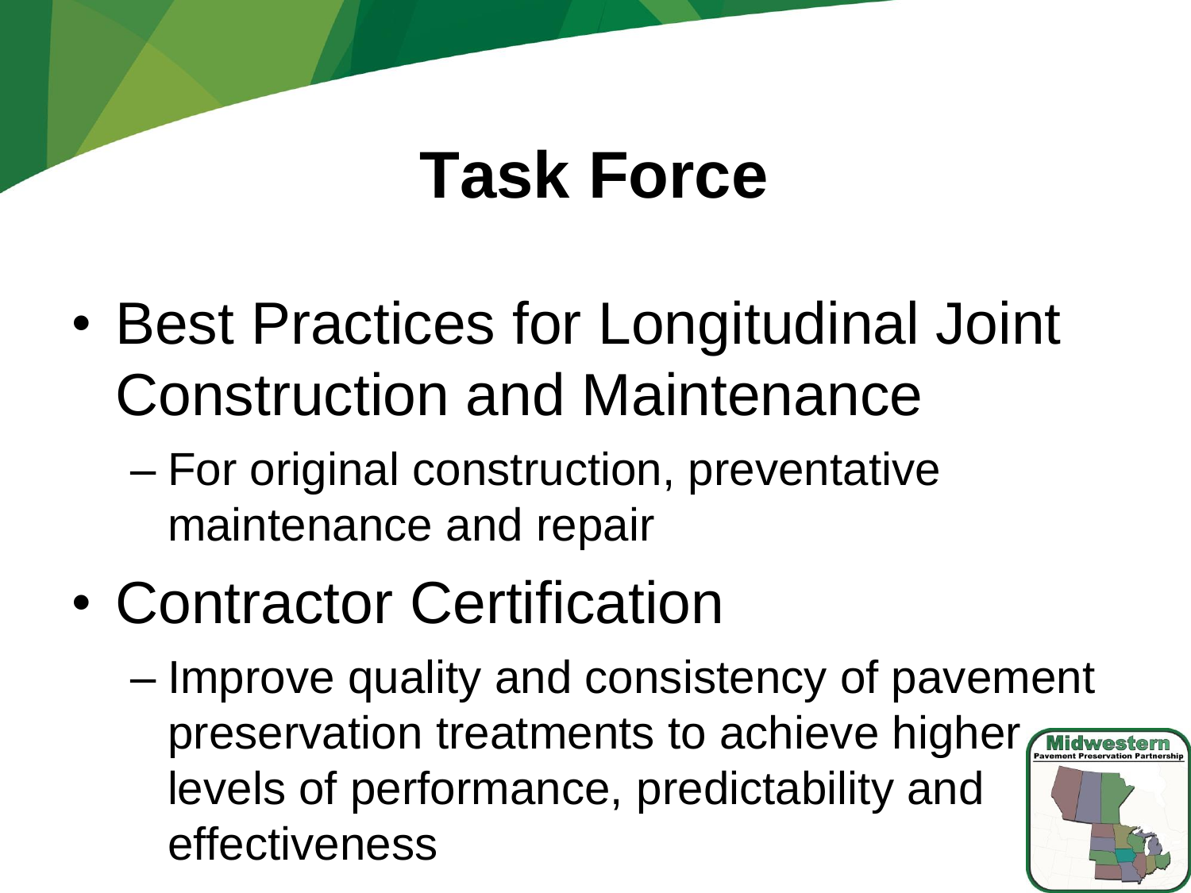# Task Force

- Best Practices for Longitudinal Joint Construction and Maintenance
  - For original construction, preventative maintenance and repair
- Contractor Certification
  - Improve quality and consistency of pavement preservation treatments to achieve higher levels of performance, predictability and effectiveness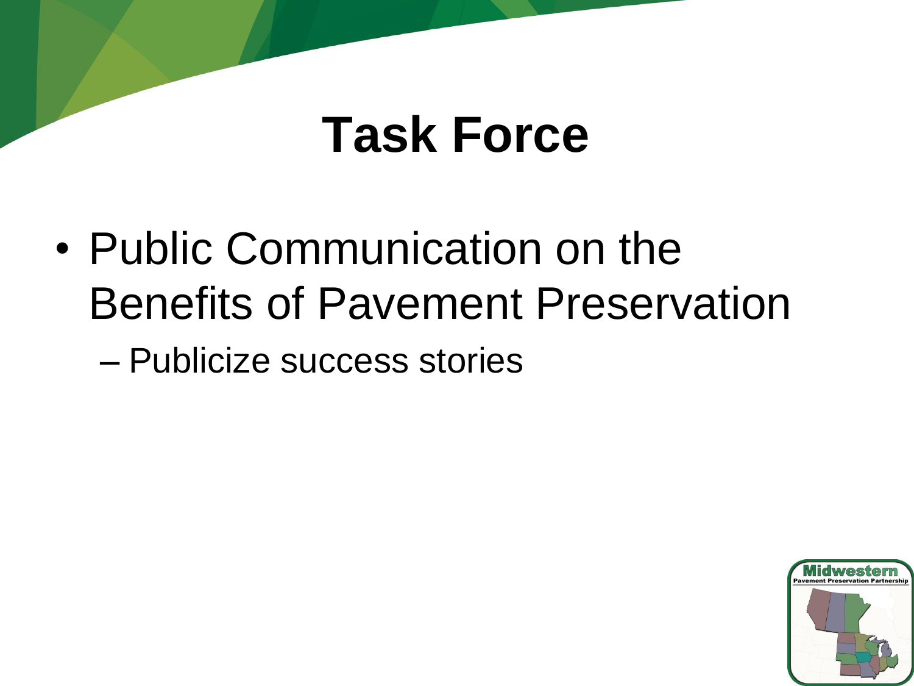# Task Force

- Public Communication on the Benefits of Pavement Preservation
  - Publicize success stories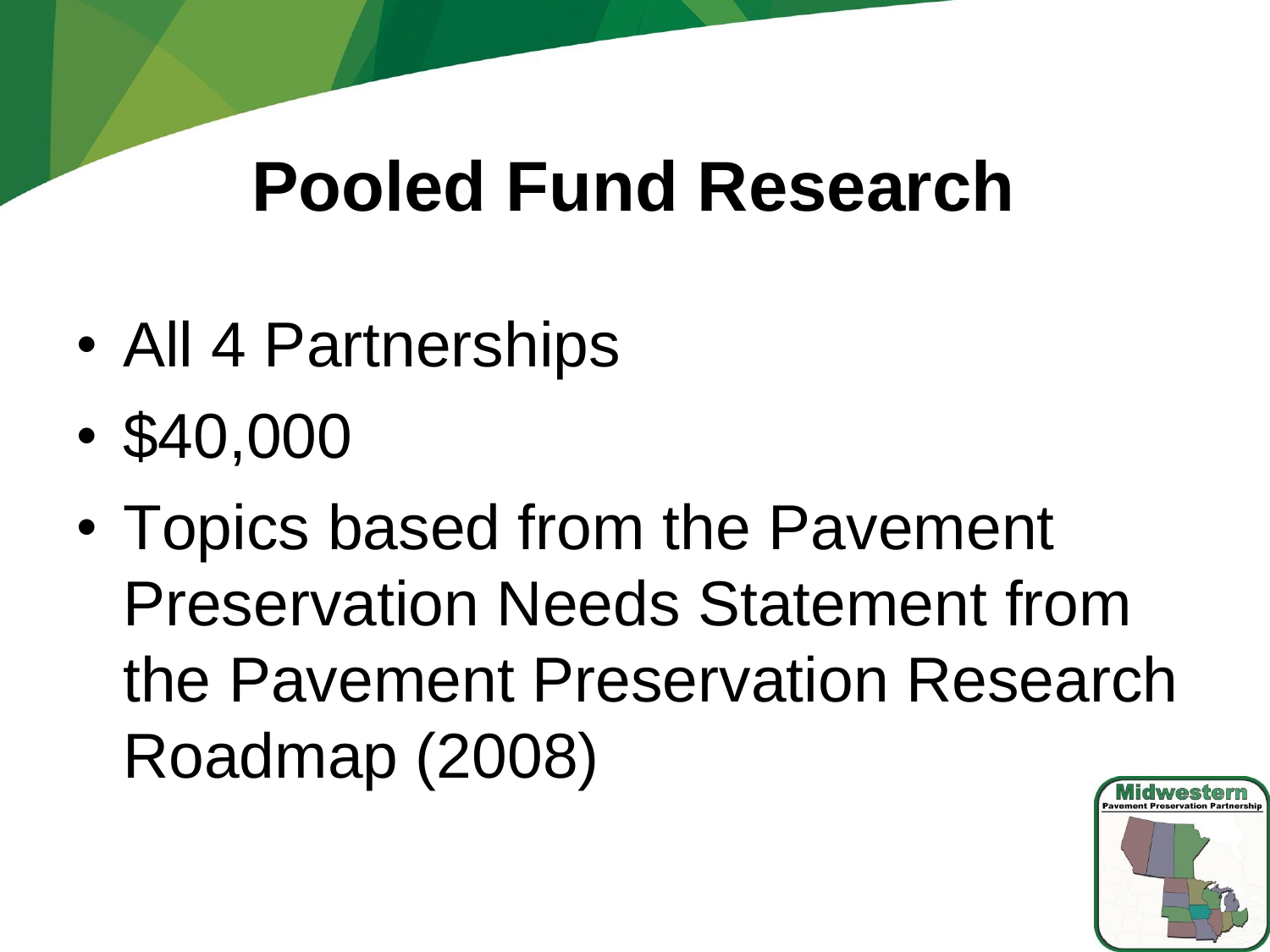# Pooled Fund Research

- All 4 Partnerships
- $40,000
- Topics based from the Pavement Preservation Needs Statement from the Pavement Preservation Research Roadmap (2008)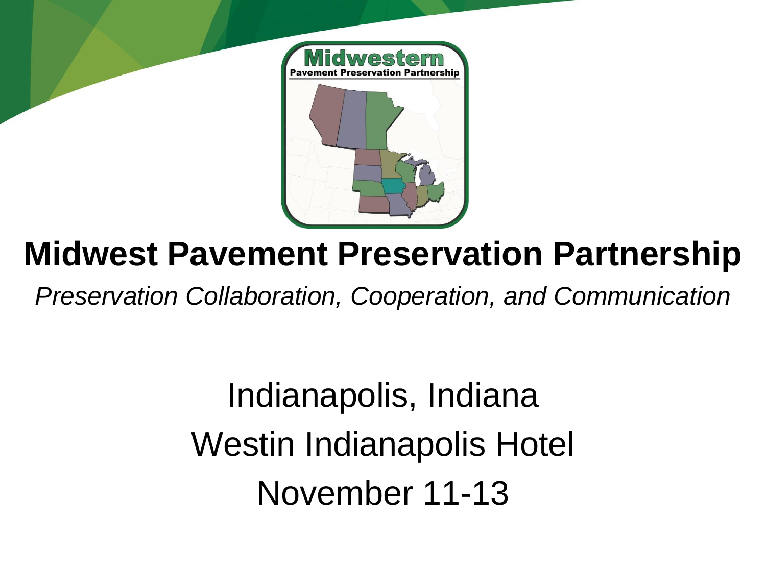# Midwest Pavement Preservation Partnership

*Preservation Collaboration, Cooperation, and Communication*

Indianapolis, Indiana

Westin Indianapolis Hotel

November 11-13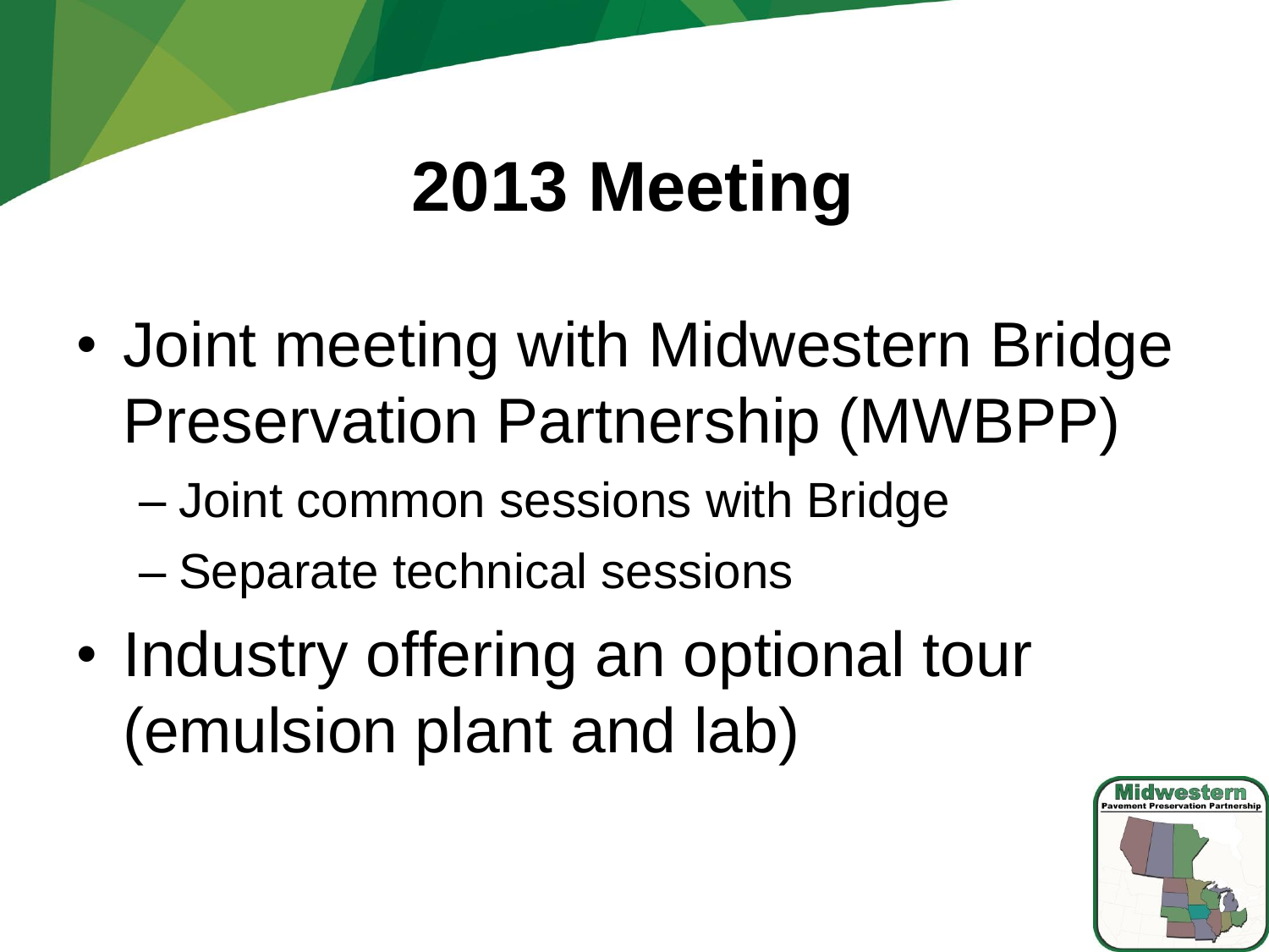# 2013 Meeting

- Joint meeting with Midwestern Bridge Preservation Partnership (MWBPP)
  - Joint common sessions with Bridge
  - Separate technical sessions
- Industry offering an optional tour (emulsion plant and lab)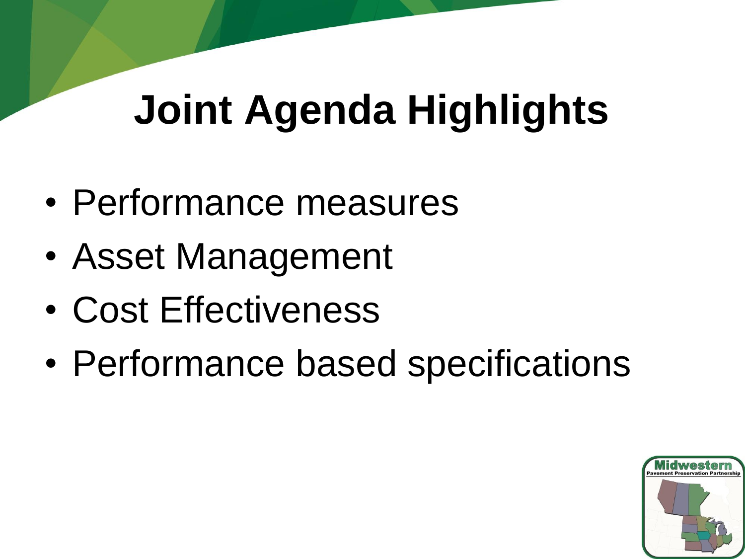# Joint Agenda Highlights

- Performance measures
- Asset Management
- Cost Effectiveness
- Performance based specifications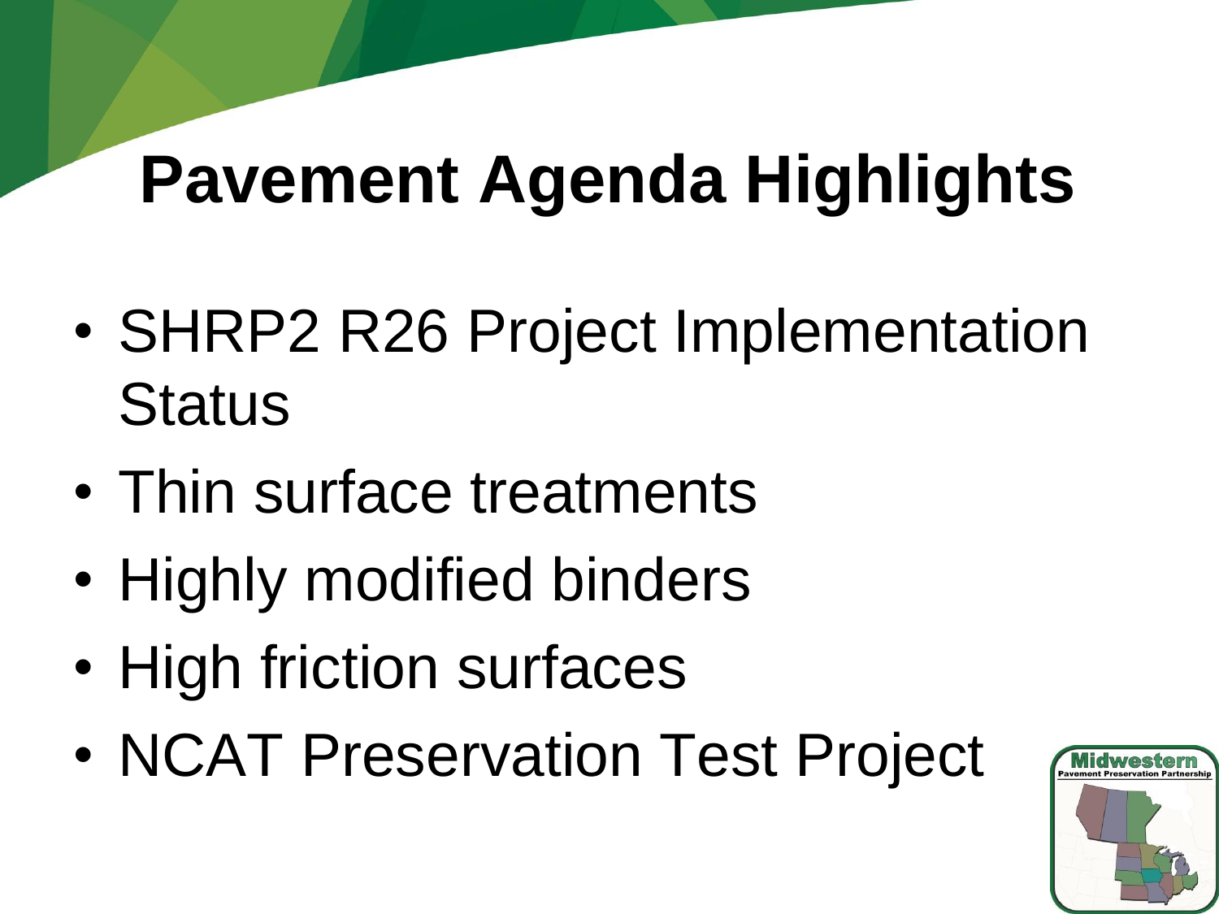# Pavement Agenda Highlights

- SHRP2 R26 Project Implementation Status
- Thin surface treatments
- Highly modified binders
- High friction surfaces
- NCAT Preservation Test Project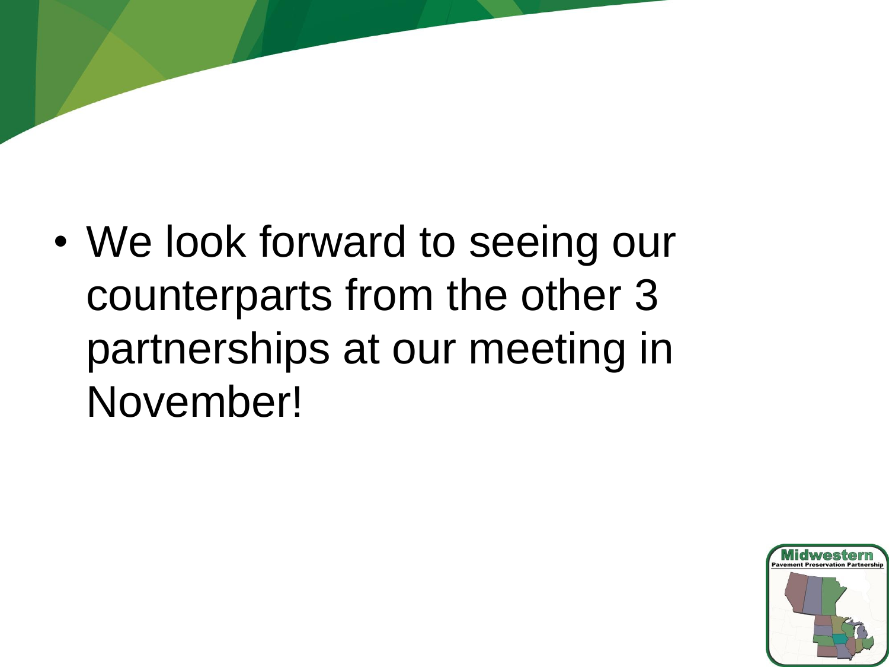- We look forward to seeing our counterparts from the other 3 partnerships at our meeting in November!